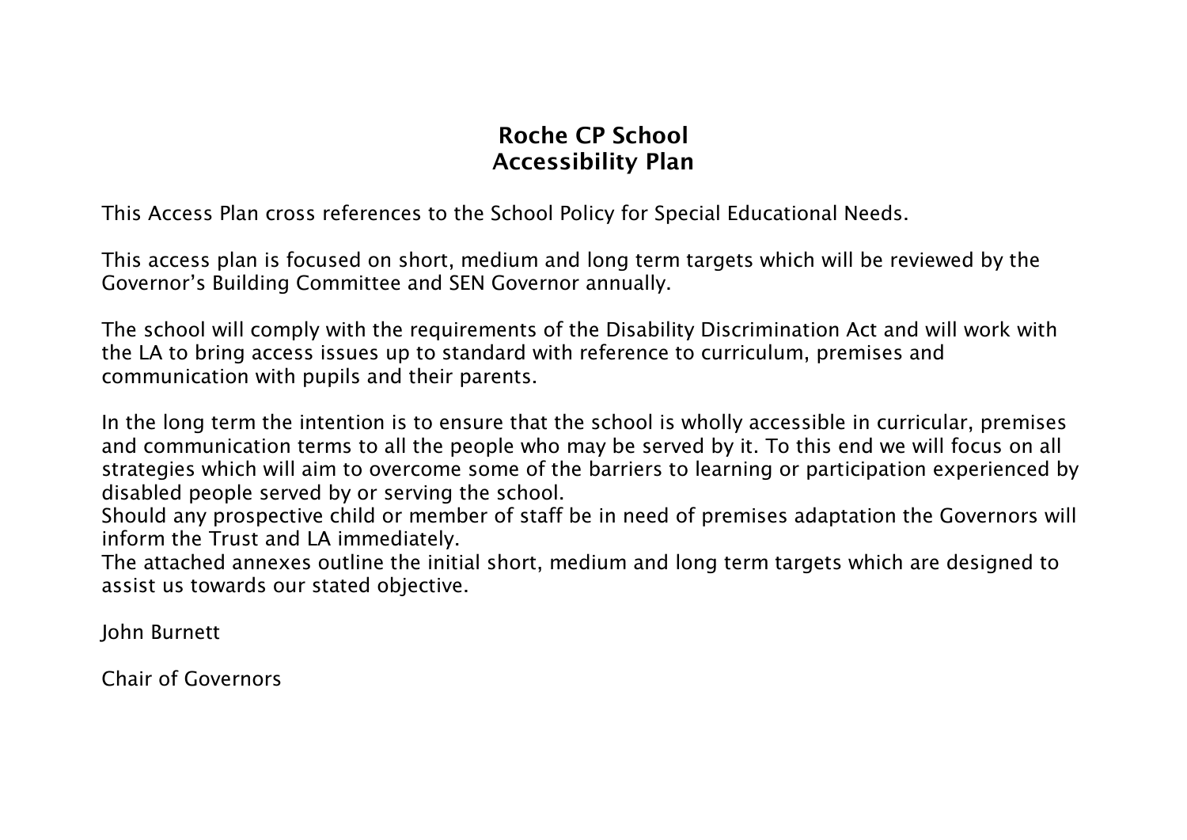# Roche CP School
## Accessibility Plan

This Access Plan cross references to the School Policy for Special Educational Needs.

This access plan is focused on short, medium and long term targets which will be reviewed by the Governor's Building Committee and SEN Governor annually.

The school will comply with the requirements of the Disability Discrimination Act and will work with the LA to bring access issues up to standard with reference to curriculum, premises and communication with pupils and their parents.

In the long term the intention is to ensure that the school is wholly accessible in curricular, premises and communication terms to all the people who may be served by it. To this end we will focus on all strategies which will aim to overcome some of the barriers to learning or participation experienced by disabled people served by or serving the school.
Should any prospective child or member of staff be in need of premises adaptation the Governors will inform the Trust and LA immediately.
The attached annexes outline the initial short, medium and long term targets which are designed to assist us towards our stated objective.

John Burnett

Chair of Governors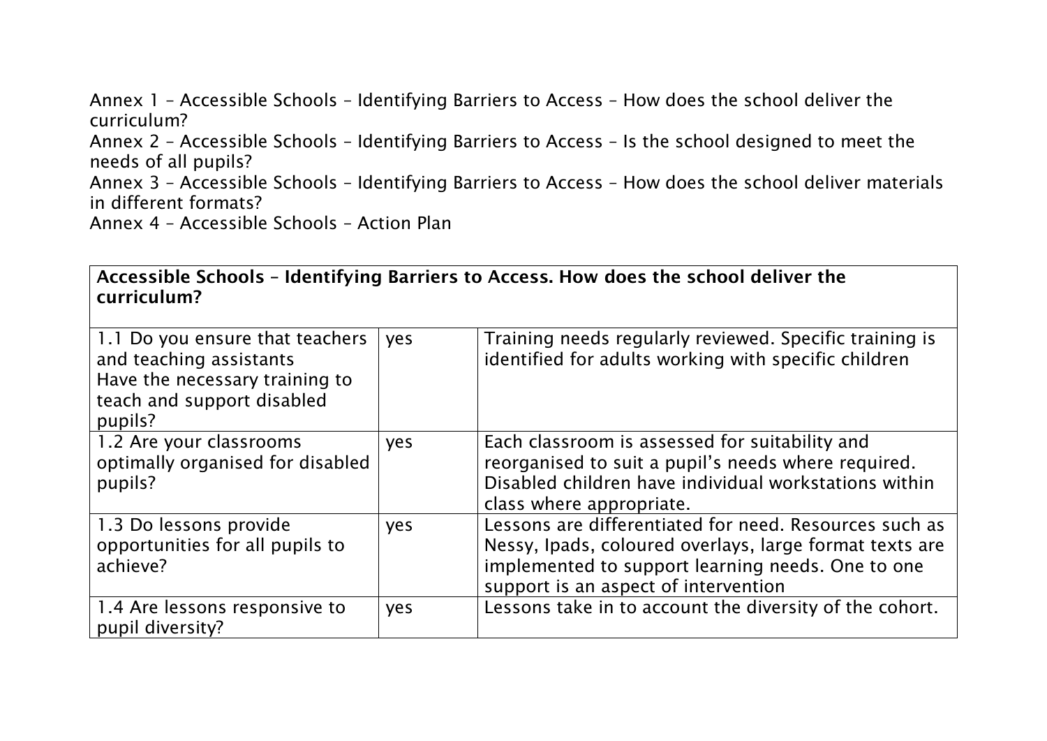Annex 1 – Accessible Schools – Identifying Barriers to Access – How does the school deliver the curriculum?
Annex 2 – Accessible Schools – Identifying Barriers to Access – Is the school designed to meet the needs of all pupils?
Annex 3 – Accessible Schools – Identifying Barriers to Access – How does the school deliver materials in different formats?
Annex 4 – Accessible Schools – Action Plan

| **Accessible Schools – Identifying Barriers to Access. How does the school deliver the curriculum?** | | |
|---|---|---|
| 1.1 Do you ensure that teachers and teaching assistants Have the necessary training to teach and support disabled pupils? | yes | Training needs regularly reviewed. Specific training is identified for adults working with specific children |
| 1.2 Are your classrooms optimally organised for disabled pupils? | yes | Each classroom is assessed for suitability and reorganised to suit a pupil's needs where required. Disabled children have individual workstations within class where appropriate. |
| 1.3 Do lessons provide opportunities for all pupils to achieve? | yes | Lessons are differentiated for need. Resources such as Nessy, Ipads, coloured overlays, large format texts are implemented to support learning needs. One to one support is an aspect of intervention |
| 1.4 Are lessons responsive to pupil diversity? | yes | Lessons take in to account the diversity of the cohort. |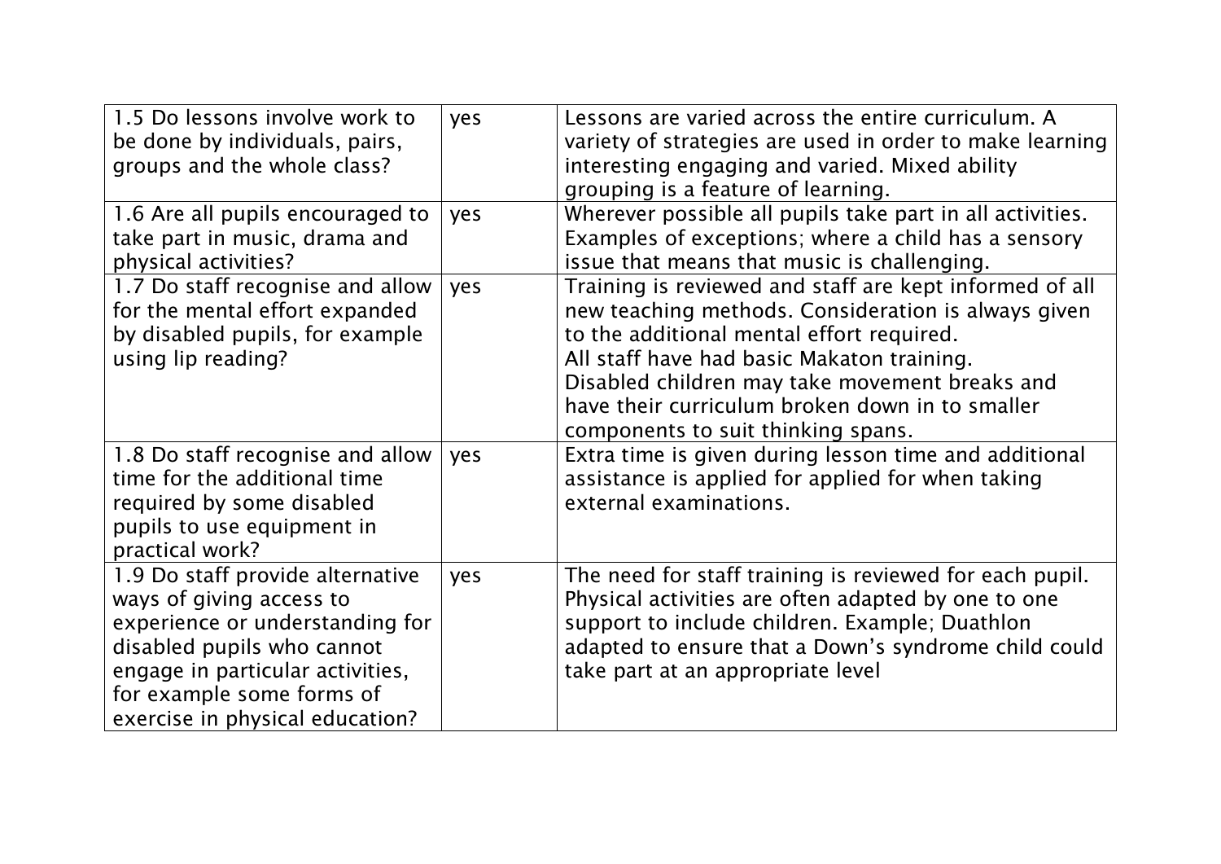| | | |
|---|---|---|
| 1.5 Do lessons involve work to be done by individuals, pairs, groups and the whole class? | yes | Lessons are varied across the entire curriculum. A variety of strategies are used in order to make learning interesting engaging and varied. Mixed ability grouping is a feature of learning. |
| 1.6 Are all pupils encouraged to take part in music, drama and physical activities? | yes | Wherever possible all pupils take part in all activities. Examples of exceptions; where a child has a sensory issue that means that music is challenging. |
| 1.7 Do staff recognise and allow for the mental effort expanded by disabled pupils, for example using lip reading? | yes | Training is reviewed and staff are kept informed of all new teaching methods. Consideration is always given to the additional mental effort required.<br>All staff have had basic Makaton training.<br>Disabled children may take movement breaks and have their curriculum broken down in to smaller components to suit thinking spans. |
| 1.8 Do staff recognise and allow time for the additional time required by some disabled pupils to use equipment in practical work? | yes | Extra time is given during lesson time and additional assistance is applied for applied for when taking external examinations. |
| 1.9 Do staff provide alternative ways of giving access to experience or understanding for disabled pupils who cannot engage in particular activities, for example some forms of exercise in physical education? | yes | The need for staff training is reviewed for each pupil. Physical activities are often adapted by one to one support to include children. Example; Duathlon adapted to ensure that a Down's syndrome child could take part at an appropriate level |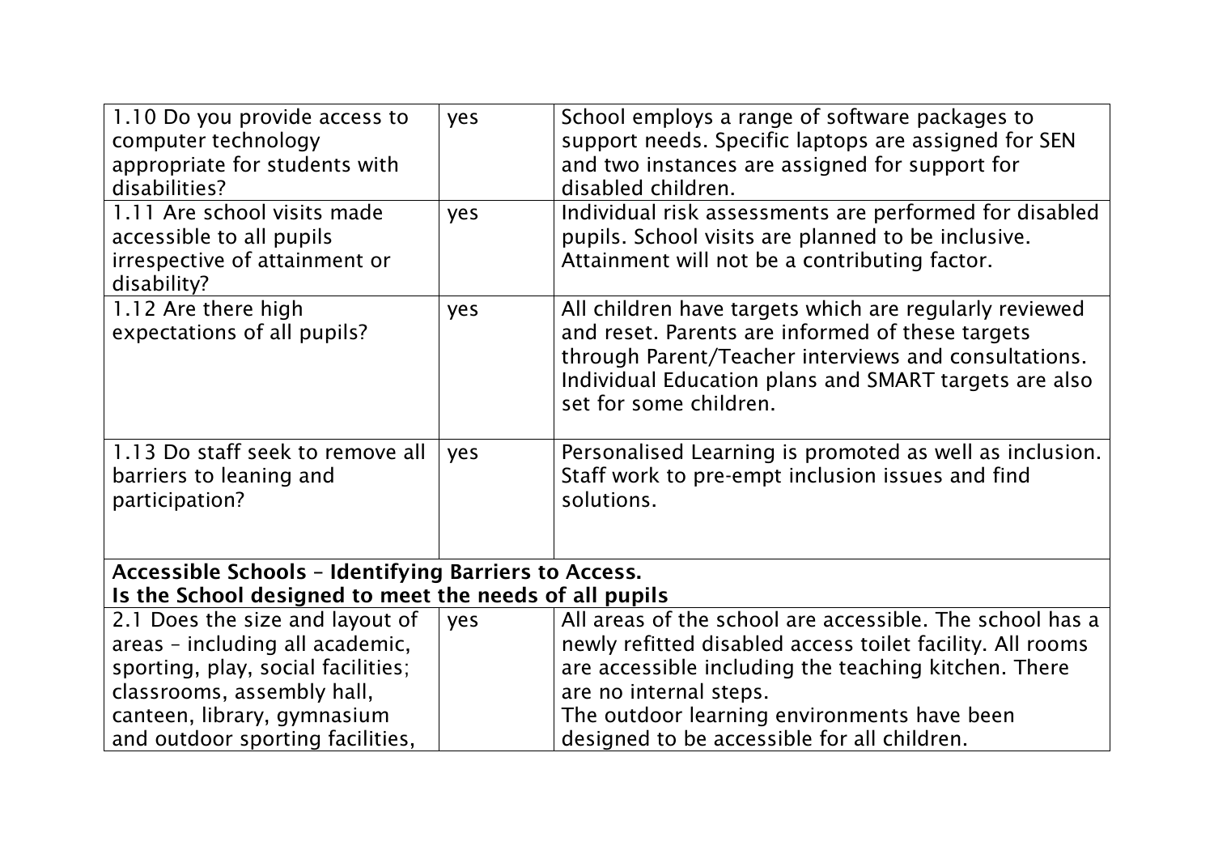| | | |
|---|---|---|
| 1.10 Do you provide access to computer technology appropriate for students with disabilities? | yes | School employs a range of software packages to support needs. Specific laptops are assigned for SEN and two instances are assigned for support for disabled children. |
| 1.11 Are school visits made accessible to all pupils irrespective of attainment or disability? | yes | Individual risk assessments are performed for disabled pupils. School visits are planned to be inclusive. Attainment will not be a contributing factor. |
| 1.12 Are there high expectations of all pupils? | yes | All children have targets which are regularly reviewed and reset. Parents are informed of these targets through Parent/Teacher interviews and consultations. Individual Education plans and SMART targets are also set for some children. |
| 1.13 Do staff seek to remove all barriers to leaning and participation? | yes | Personalised Learning is promoted as well as inclusion. Staff work to pre-empt inclusion issues and find solutions. |
| **Accessible Schools – Identifying Barriers to Access. Is the School designed to meet the needs of all pupils** | | |
| 2.1 Does the size and layout of areas – including all academic, sporting, play, social facilities; classrooms, assembly hall, canteen, library, gymnasium and outdoor sporting facilities, | yes | All areas of the school are accessible. The school has a newly refitted disabled access toilet facility. All rooms are accessible including the teaching kitchen. There are no internal steps.<br>The outdoor learning environments have been designed to be accessible for all children. |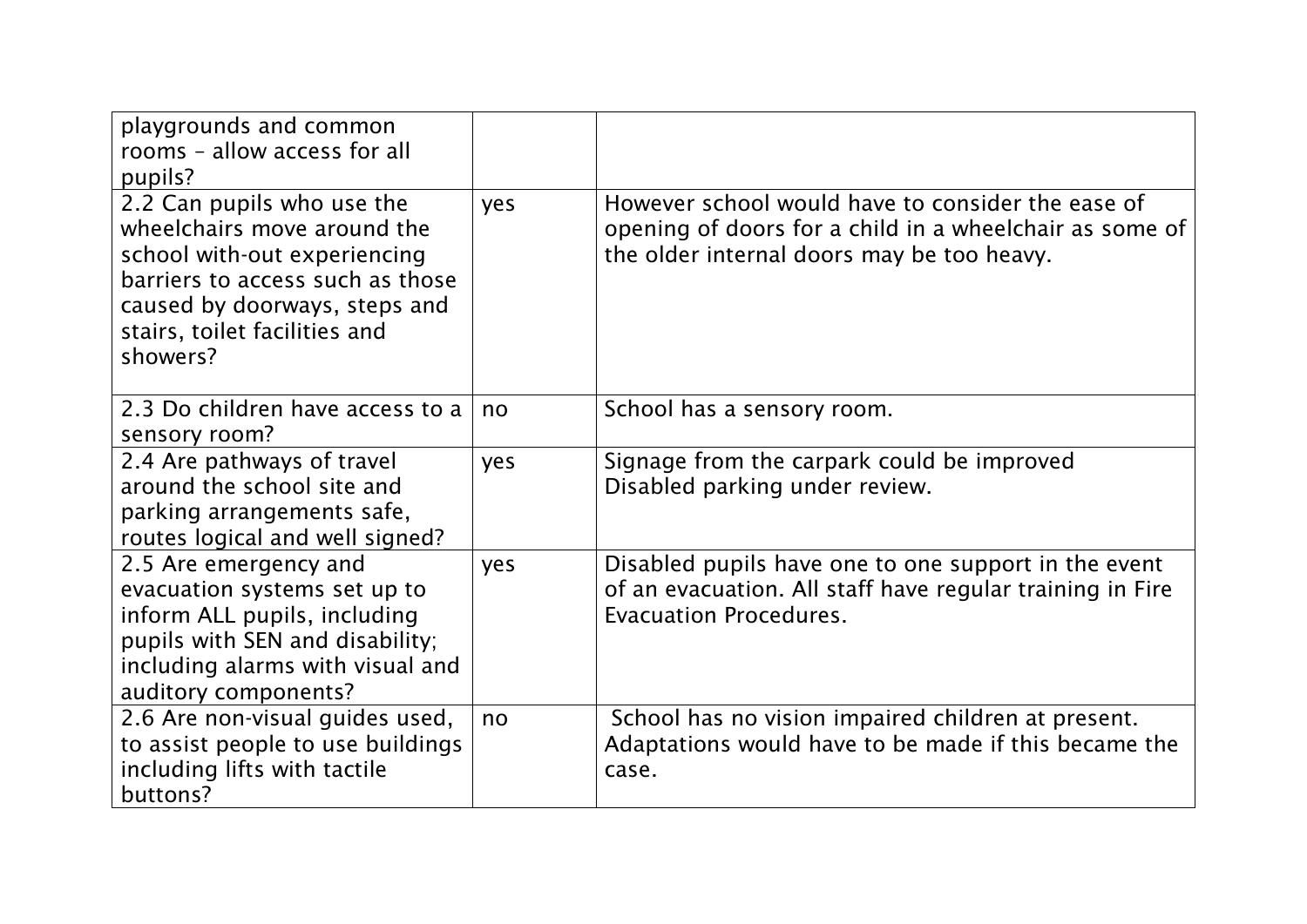| playgrounds and common rooms – allow access for all pupils? | | |
|---|---|---|
| 2.2 Can pupils who use the wheelchairs move around the school with-out experiencing barriers to access such as those caused by doorways, steps and stairs, toilet facilities and showers? | yes | However school would have to consider the ease of opening of doors for a child in a wheelchair as some of the older internal doors may be too heavy. |
| 2.3 Do children have access to a sensory room? | no | School has a sensory room. |
| 2.4 Are pathways of travel around the school site and parking arrangements safe, routes logical and well signed? | yes | Signage from the carpark could be improved Disabled parking under review. |
| 2.5 Are emergency and evacuation systems set up to inform ALL pupils, including pupils with SEN and disability; including alarms with visual and auditory components? | yes | Disabled pupils have one to one support in the event of an evacuation. All staff have regular training in Fire Evacuation Procedures. |
| 2.6 Are non-visual guides used, to assist people to use buildings including lifts with tactile buttons? | no | School has no vision impaired children at present. Adaptations would have to be made if this became the case. |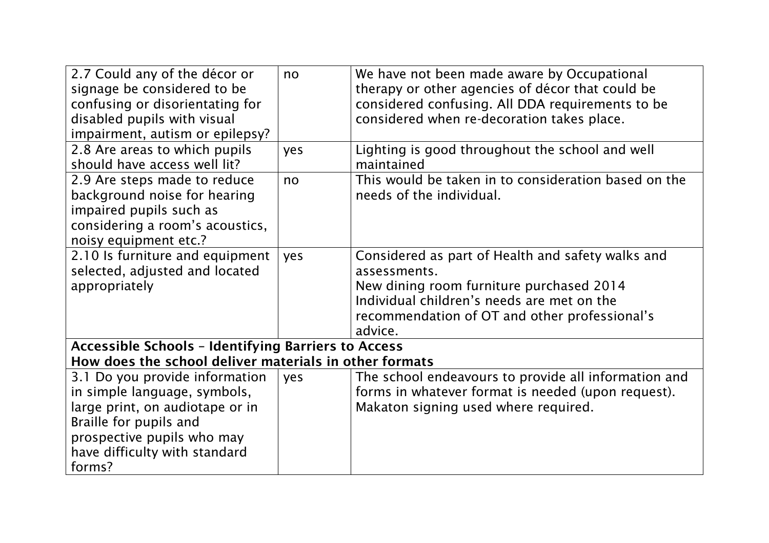| | | |
|---|---|---|
| 2.7 Could any of the décor or signage be considered to be confusing or disorientating for disabled pupils with visual impairment, autism or epilepsy? | no | We have not been made aware by Occupational therapy or other agencies of décor that could be considered confusing. All DDA requirements to be considered when re-decoration takes place. |
| 2.8 Are areas to which pupils should have access well lit? | yes | Lighting is good throughout the school and well maintained |
| 2.9 Are steps made to reduce background noise for hearing impaired pupils such as considering a room's acoustics, noisy equipment etc.? | no | This would be taken in to consideration based on the needs of the individual. |
| 2.10 Is furniture and equipment selected, adjusted and located appropriately | yes | Considered as part of Health and safety walks and assessments.<br>New dining room furniture purchased 2014<br>Individual children's needs are met on the recommendation of OT and other professional's advice. |
| **Accessible Schools – Identifying Barriers to Access**<br>**How does the school deliver materials in other formats** | | |
| 3.1 Do you provide information in simple language, symbols, large print, on audiotape or in Braille for pupils and prospective pupils who may have difficulty with standard forms? | yes | The school endeavours to provide all information and forms in whatever format is needed (upon request).<br>Makaton signing used where required. |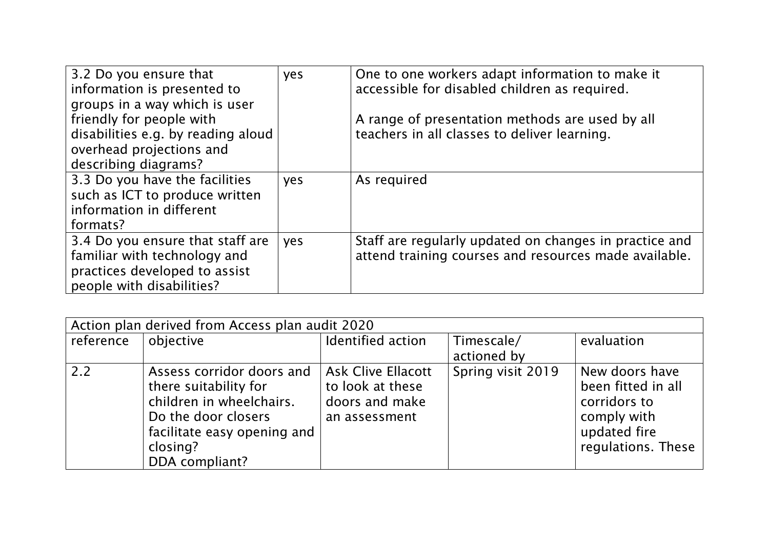| | | |
|---|---|---|
| 3.2 Do you ensure that information is presented to groups in a way which is user friendly for people with disabilities e.g. by reading aloud overhead projections and describing diagrams? | yes | One to one workers adapt information to make it accessible for disabled children as required.<br><br>A range of presentation methods are used by all teachers in all classes to deliver learning. |
| 3.3 Do you have the facilities such as ICT to produce written information in different formats? | yes | As required |
| 3.4 Do you ensure that staff are familiar with technology and practices developed to assist people with disabilities? | yes | Staff are regularly updated on changes in practice and attend training courses and resources made available. |

| Action plan derived from Access plan audit 2020 | | | | |
|---|---|---|---|---|
| reference | objective | Identified action | Timescale/ actioned by | evaluation |
| 2.2 | Assess corridor doors and there suitability for children in wheelchairs. Do the door closers facilitate easy opening and closing? DDA compliant? | Ask Clive Ellacott to look at these doors and make an assessment | Spring visit 2019 | New doors have been fitted in all corridors to comply with updated fire regulations. These |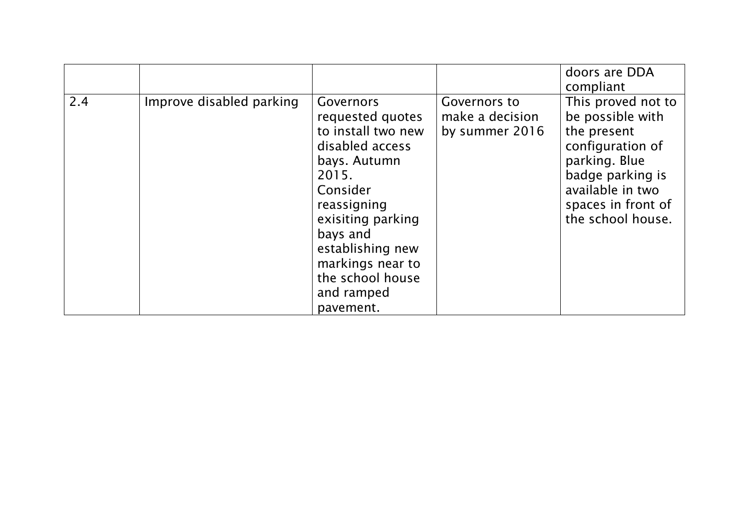| | | | | |
|---|---|---|---|---|
| | | | | doors are DDA compliant |
| 2.4 | Improve disabled parking | Governors requested quotes to install two new disabled access bays. Autumn 2015. Consider reassigning exisiting parking bays and establishing new markings near to the school house and ramped pavement. | Governors to make a decision by summer 2016 | This proved not to be possible with the present configuration of parking. Blue badge parking is available in two spaces in front of the school house. |